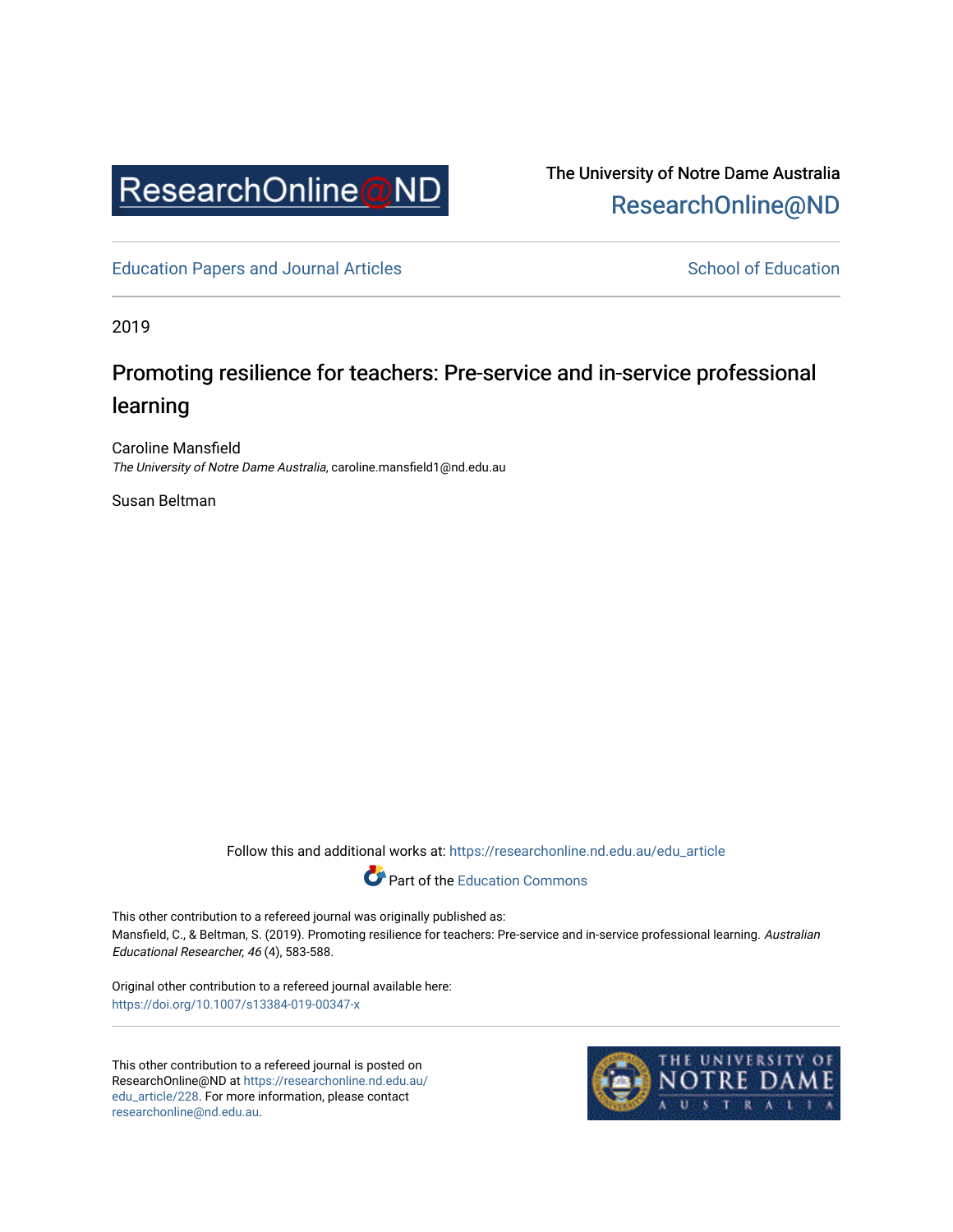ResearchOnline@ND

The University of Notre Dame Australia
ResearchOnline@ND

Education Papers and Journal Articles

School of Education

2019

# Promoting resilience for teachers: Pre-service and in-service professional learning

Caroline Mansfield
*The University of Notre Dame Australia*, caroline.mansfield1@nd.edu.au

Susan Beltman

Follow this and additional works at: https://researchonline.nd.edu.au/edu_article

Part of the Education Commons

This other contribution to a refereed journal was originally published as:
Mansfield, C., & Beltman, S. (2019). Promoting resilience for teachers: Pre-service and in-service professional learning. *Australian Educational Researcher, 46* (4), 583-588.

Original other contribution to a refereed journal available here:
https://doi.org/10.1007/s13384-019-00347-x

This other contribution to a refereed journal is posted on ResearchOnline@ND at https://researchonline.nd.edu.au/edu_article/228. For more information, please contact researchonline@nd.edu.au.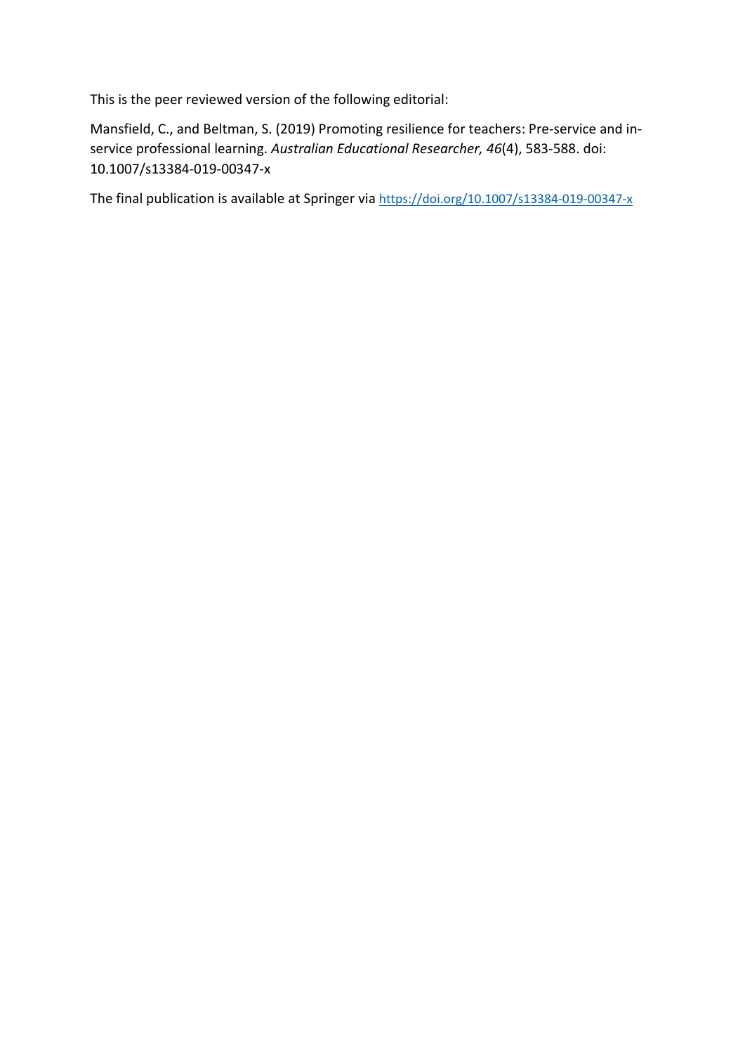This is the peer reviewed version of the following editorial:

Mansfield, C., and Beltman, S. (2019) Promoting resilience for teachers: Pre-service and in-service professional learning. *Australian Educational Researcher, 46*(4), 583-588. doi: 10.1007/s13384-019-00347-x

The final publication is available at Springer via https://doi.org/10.1007/s13384-019-00347-x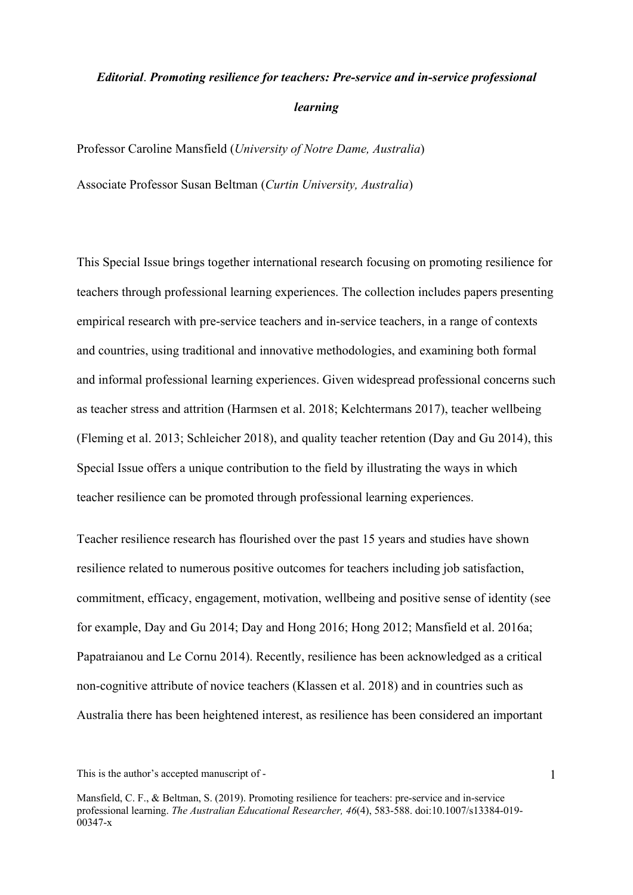***Editorial*. *Promoting resilience for teachers: Pre-service and in-service professional learning***

Professor Caroline Mansfield (*University of Notre Dame, Australia*)

Associate Professor Susan Beltman (*Curtin University, Australia*)

This Special Issue brings together international research focusing on promoting resilience for teachers through professional learning experiences. The collection includes papers presenting empirical research with pre-service teachers and in-service teachers, in a range of contexts and countries, using traditional and innovative methodologies, and examining both formal and informal professional learning experiences. Given widespread professional concerns such as teacher stress and attrition (Harmsen et al. 2018; Kelchtermans 2017), teacher wellbeing (Fleming et al. 2013; Schleicher 2018), and quality teacher retention (Day and Gu 2014), this Special Issue offers a unique contribution to the field by illustrating the ways in which teacher resilience can be promoted through professional learning experiences.

Teacher resilience research has flourished over the past 15 years and studies have shown resilience related to numerous positive outcomes for teachers including job satisfaction, commitment, efficacy, engagement, motivation, wellbeing and positive sense of identity (see for example, Day and Gu 2014; Day and Hong 2016; Hong 2012; Mansfield et al. 2016a; Papatraianou and Le Cornu 2014). Recently, resilience has been acknowledged as a critical non-cognitive attribute of novice teachers (Klassen et al. 2018) and in countries such as Australia there has been heightened interest, as resilience has been considered an important

This is the author's accepted manuscript of -

Mansfield, C. F., & Beltman, S. (2019). Promoting resilience for teachers: pre-service and in-service professional learning. *The Australian Educational Researcher, 46*(4), 583-588. doi:10.1007/s13384-019-00347-x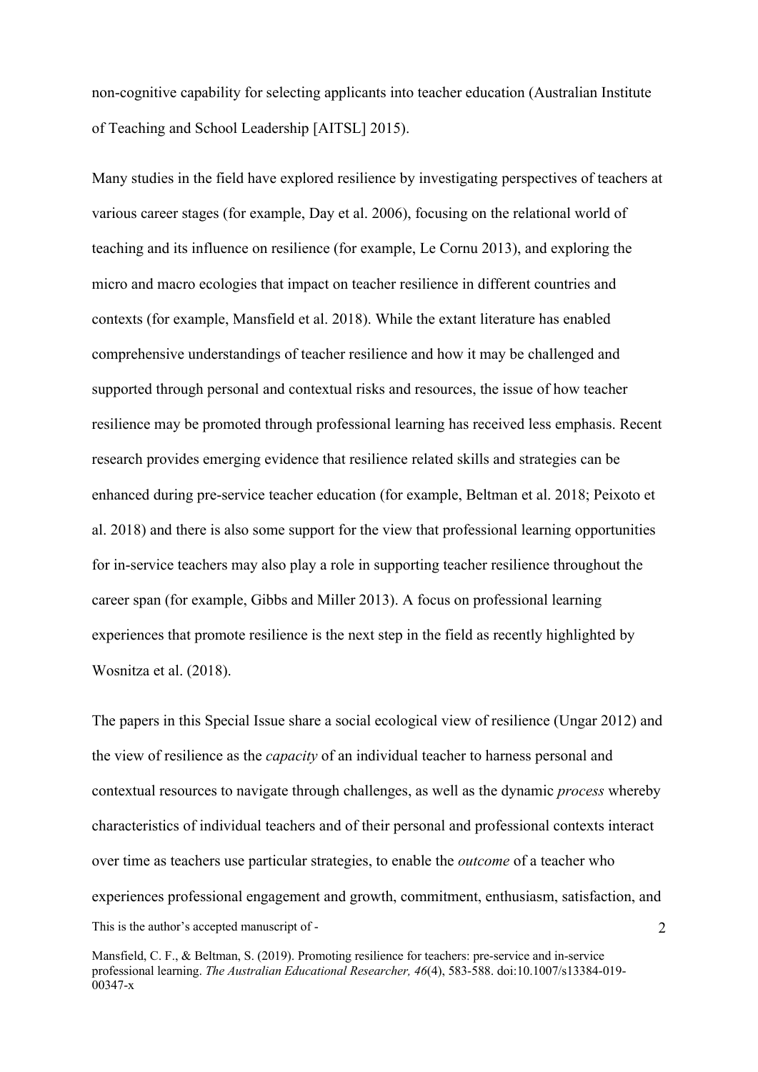non-cognitive capability for selecting applicants into teacher education (Australian Institute of Teaching and School Leadership [AITSL] 2015).

Many studies in the field have explored resilience by investigating perspectives of teachers at various career stages (for example, Day et al. 2006), focusing on the relational world of teaching and its influence on resilience (for example, Le Cornu 2013), and exploring the micro and macro ecologies that impact on teacher resilience in different countries and contexts (for example, Mansfield et al. 2018). While the extant literature has enabled comprehensive understandings of teacher resilience and how it may be challenged and supported through personal and contextual risks and resources, the issue of how teacher resilience may be promoted through professional learning has received less emphasis. Recent research provides emerging evidence that resilience related skills and strategies can be enhanced during pre-service teacher education (for example, Beltman et al. 2018; Peixoto et al. 2018) and there is also some support for the view that professional learning opportunities for in-service teachers may also play a role in supporting teacher resilience throughout the career span (for example, Gibbs and Miller 2013). A focus on professional learning experiences that promote resilience is the next step in the field as recently highlighted by Wosnitza et al. (2018).

The papers in this Special Issue share a social ecological view of resilience (Ungar 2012) and the view of resilience as the *capacity* of an individual teacher to harness personal and contextual resources to navigate through challenges, as well as the dynamic *process* whereby characteristics of individual teachers and of their personal and professional contexts interact over time as teachers use particular strategies, to enable the *outcome* of a teacher who experiences professional engagement and growth, commitment, enthusiasm, satisfaction, and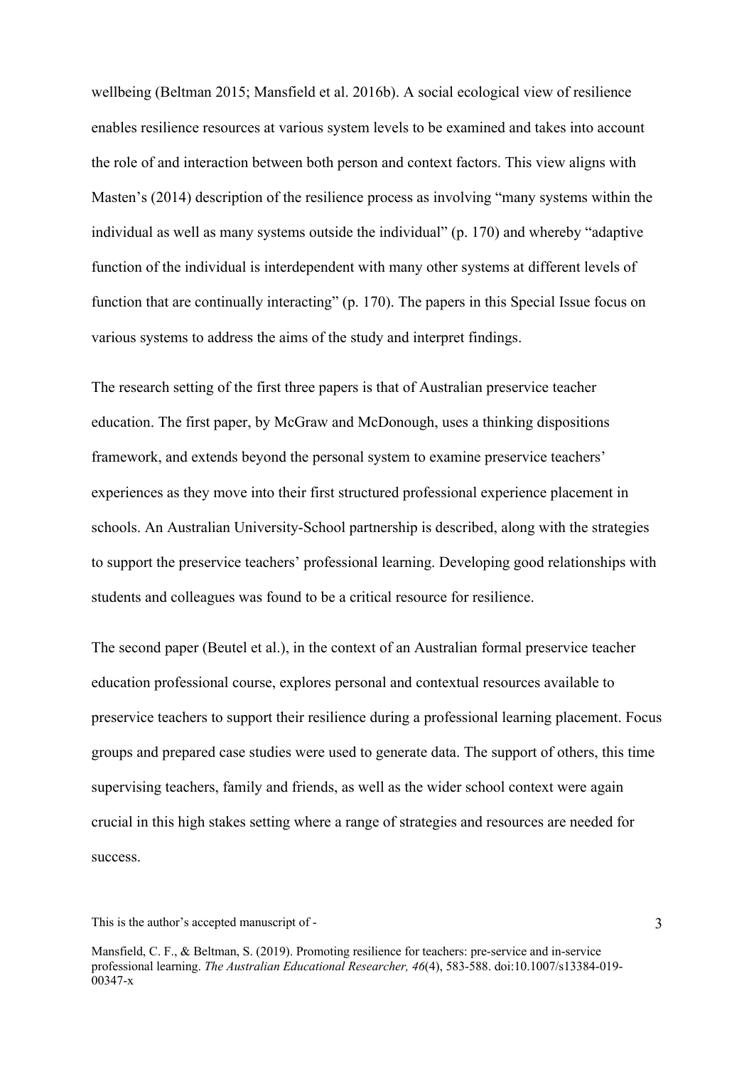wellbeing (Beltman 2015; Mansfield et al. 2016b). A social ecological view of resilience enables resilience resources at various system levels to be examined and takes into account the role of and interaction between both person and context factors. This view aligns with Masten's (2014) description of the resilience process as involving "many systems within the individual as well as many systems outside the individual" (p. 170) and whereby "adaptive function of the individual is interdependent with many other systems at different levels of function that are continually interacting" (p. 170). The papers in this Special Issue focus on various systems to address the aims of the study and interpret findings.

The research setting of the first three papers is that of Australian preservice teacher education. The first paper, by McGraw and McDonough, uses a thinking dispositions framework, and extends beyond the personal system to examine preservice teachers' experiences as they move into their first structured professional experience placement in schools. An Australian University-School partnership is described, along with the strategies to support the preservice teachers' professional learning. Developing good relationships with students and colleagues was found to be a critical resource for resilience.

The second paper (Beutel et al.), in the context of an Australian formal preservice teacher education professional course, explores personal and contextual resources available to preservice teachers to support their resilience during a professional learning placement. Focus groups and prepared case studies were used to generate data. The support of others, this time supervising teachers, family and friends, as well as the wider school context were again crucial in this high stakes setting where a range of strategies and resources are needed for success.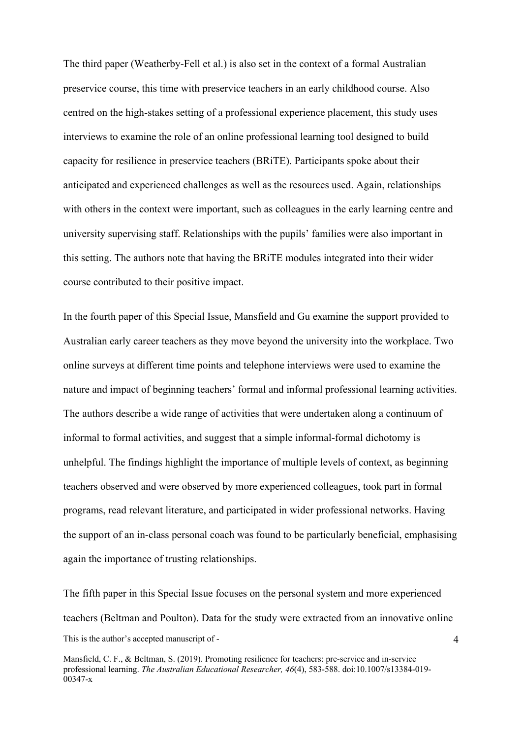The third paper (Weatherby-Fell et al.) is also set in the context of a formal Australian preservice course, this time with preservice teachers in an early childhood course. Also centred on the high-stakes setting of a professional experience placement, this study uses interviews to examine the role of an online professional learning tool designed to build capacity for resilience in preservice teachers (BRiTE). Participants spoke about their anticipated and experienced challenges as well as the resources used. Again, relationships with others in the context were important, such as colleagues in the early learning centre and university supervising staff. Relationships with the pupils' families were also important in this setting. The authors note that having the BRiTE modules integrated into their wider course contributed to their positive impact.

In the fourth paper of this Special Issue, Mansfield and Gu examine the support provided to Australian early career teachers as they move beyond the university into the workplace. Two online surveys at different time points and telephone interviews were used to examine the nature and impact of beginning teachers' formal and informal professional learning activities. The authors describe a wide range of activities that were undertaken along a continuum of informal to formal activities, and suggest that a simple informal-formal dichotomy is unhelpful. The findings highlight the importance of multiple levels of context, as beginning teachers observed and were observed by more experienced colleagues, took part in formal programs, read relevant literature, and participated in wider professional networks. Having the support of an in-class personal coach was found to be particularly beneficial, emphasising again the importance of trusting relationships.

The fifth paper in this Special Issue focuses on the personal system and more experienced teachers (Beltman and Poulton). Data for the study were extracted from an innovative online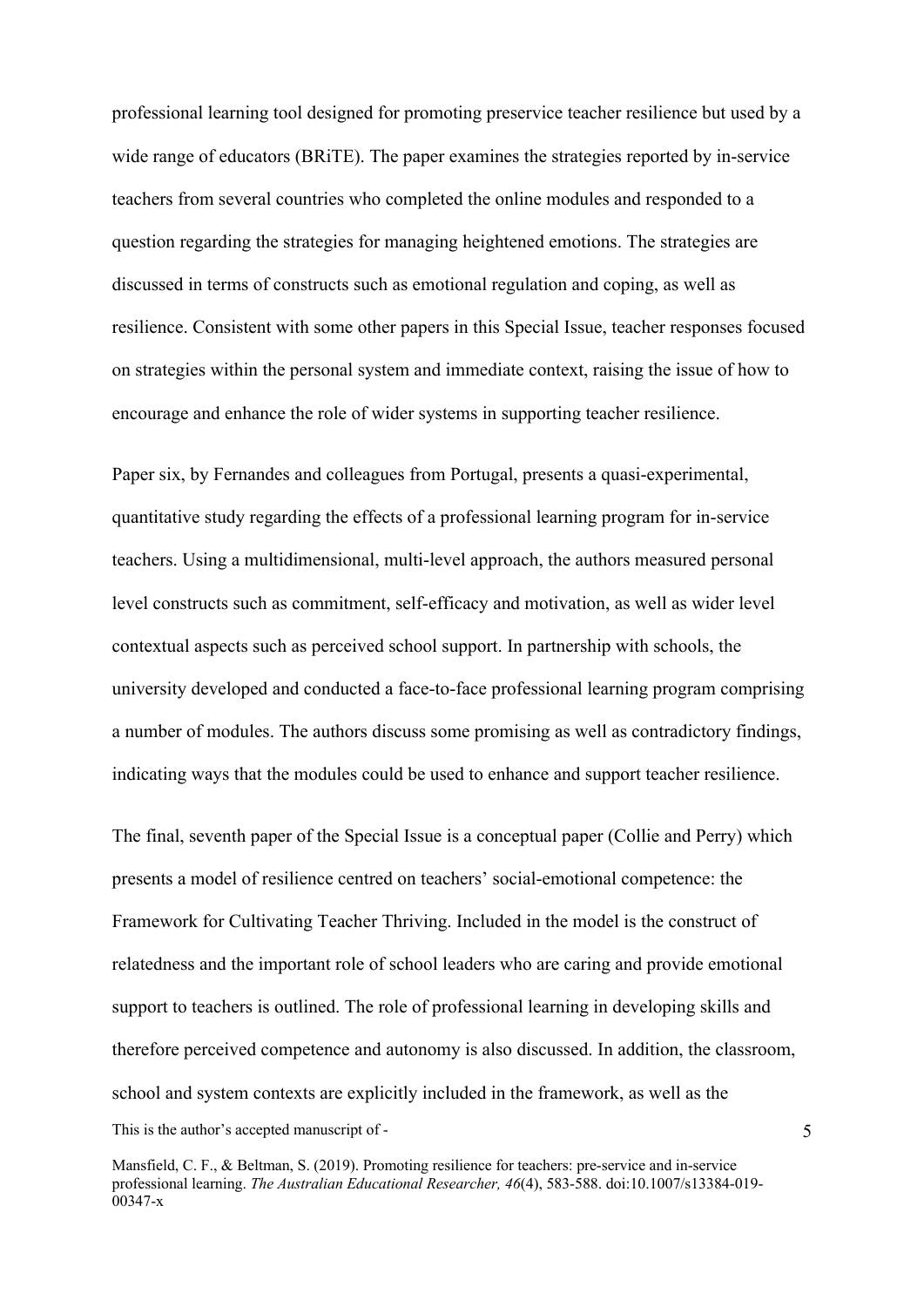professional learning tool designed for promoting preservice teacher resilience but used by a wide range of educators (BRiTE). The paper examines the strategies reported by in-service teachers from several countries who completed the online modules and responded to a question regarding the strategies for managing heightened emotions. The strategies are discussed in terms of constructs such as emotional regulation and coping, as well as resilience. Consistent with some other papers in this Special Issue, teacher responses focused on strategies within the personal system and immediate context, raising the issue of how to encourage and enhance the role of wider systems in supporting teacher resilience.

Paper six, by Fernandes and colleagues from Portugal, presents a quasi-experimental, quantitative study regarding the effects of a professional learning program for in-service teachers. Using a multidimensional, multi-level approach, the authors measured personal level constructs such as commitment, self-efficacy and motivation, as well as wider level contextual aspects such as perceived school support. In partnership with schools, the university developed and conducted a face-to-face professional learning program comprising a number of modules. The authors discuss some promising as well as contradictory findings, indicating ways that the modules could be used to enhance and support teacher resilience.

The final, seventh paper of the Special Issue is a conceptual paper (Collie and Perry) which presents a model of resilience centred on teachers' social-emotional competence: the Framework for Cultivating Teacher Thriving. Included in the model is the construct of relatedness and the important role of school leaders who are caring and provide emotional support to teachers is outlined. The role of professional learning in developing skills and therefore perceived competence and autonomy is also discussed. In addition, the classroom, school and system contexts are explicitly included in the framework, as well as the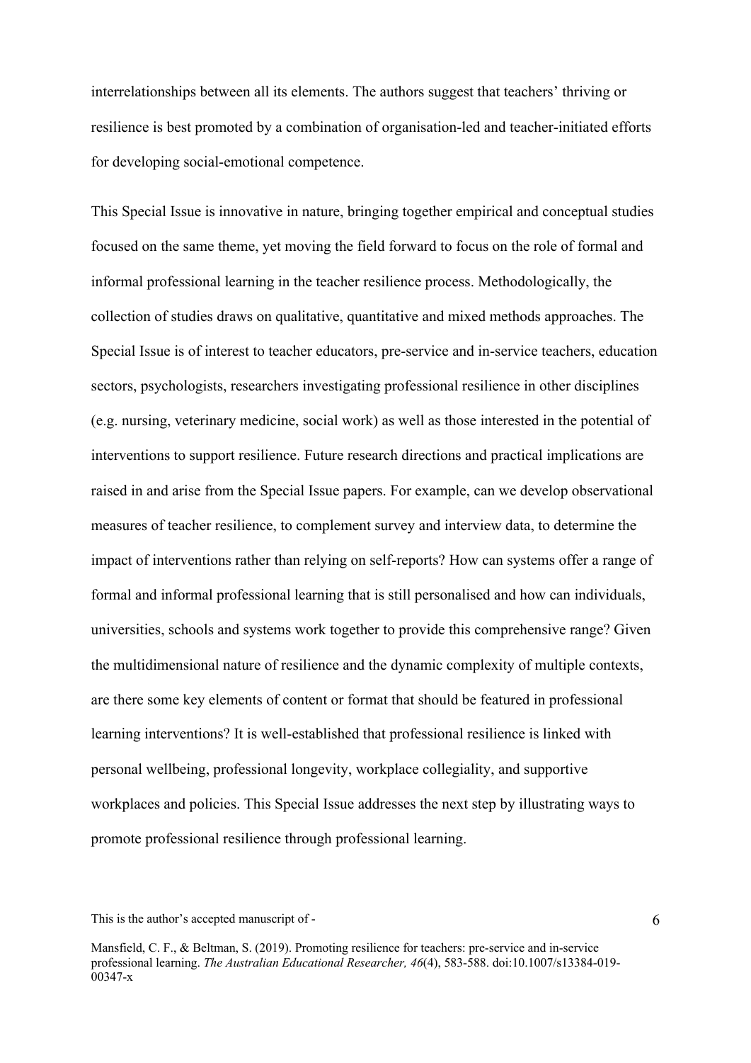interrelationships between all its elements. The authors suggest that teachers' thriving or resilience is best promoted by a combination of organisation-led and teacher-initiated efforts for developing social-emotional competence.

This Special Issue is innovative in nature, bringing together empirical and conceptual studies focused on the same theme, yet moving the field forward to focus on the role of formal and informal professional learning in the teacher resilience process. Methodologically, the collection of studies draws on qualitative, quantitative and mixed methods approaches. The Special Issue is of interest to teacher educators, pre-service and in-service teachers, education sectors, psychologists, researchers investigating professional resilience in other disciplines (e.g. nursing, veterinary medicine, social work) as well as those interested in the potential of interventions to support resilience. Future research directions and practical implications are raised in and arise from the Special Issue papers. For example, can we develop observational measures of teacher resilience, to complement survey and interview data, to determine the impact of interventions rather than relying on self-reports? How can systems offer a range of formal and informal professional learning that is still personalised and how can individuals, universities, schools and systems work together to provide this comprehensive range? Given the multidimensional nature of resilience and the dynamic complexity of multiple contexts, are there some key elements of content or format that should be featured in professional learning interventions? It is well-established that professional resilience is linked with personal wellbeing, professional longevity, workplace collegiality, and supportive workplaces and policies. This Special Issue addresses the next step by illustrating ways to promote professional resilience through professional learning.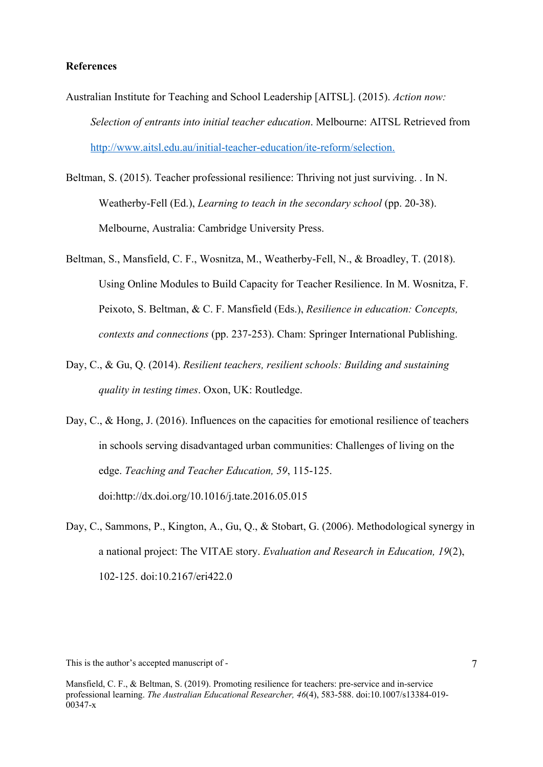**References**

Australian Institute for Teaching and School Leadership [AITSL]. (2015). *Action now: Selection of entrants into initial teacher education*. Melbourne: AITSL Retrieved from http://www.aitsl.edu.au/initial-teacher-education/ite-reform/selection.

Beltman, S. (2015). Teacher professional resilience: Thriving not just surviving. . In N. Weatherby-Fell (Ed.), *Learning to teach in the secondary school* (pp. 20-38). Melbourne, Australia: Cambridge University Press.

Beltman, S., Mansfield, C. F., Wosnitza, M., Weatherby-Fell, N., & Broadley, T. (2018). Using Online Modules to Build Capacity for Teacher Resilience. In M. Wosnitza, F. Peixoto, S. Beltman, & C. F. Mansfield (Eds.), *Resilience in education: Concepts, contexts and connections* (pp. 237-253). Cham: Springer International Publishing.

Day, C., & Gu, Q. (2014). *Resilient teachers, resilient schools: Building and sustaining quality in testing times*. Oxon, UK: Routledge.

Day, C., & Hong, J. (2016). Influences on the capacities for emotional resilience of teachers in schools serving disadvantaged urban communities: Challenges of living on the edge. *Teaching and Teacher Education, 59*, 115-125. doi:http://dx.doi.org/10.1016/j.tate.2016.05.015

Day, C., Sammons, P., Kington, A., Gu, Q., & Stobart, G. (2006). Methodological synergy in a national project: The VITAE story. *Evaluation and Research in Education, 19*(2), 102-125. doi:10.2167/eri422.0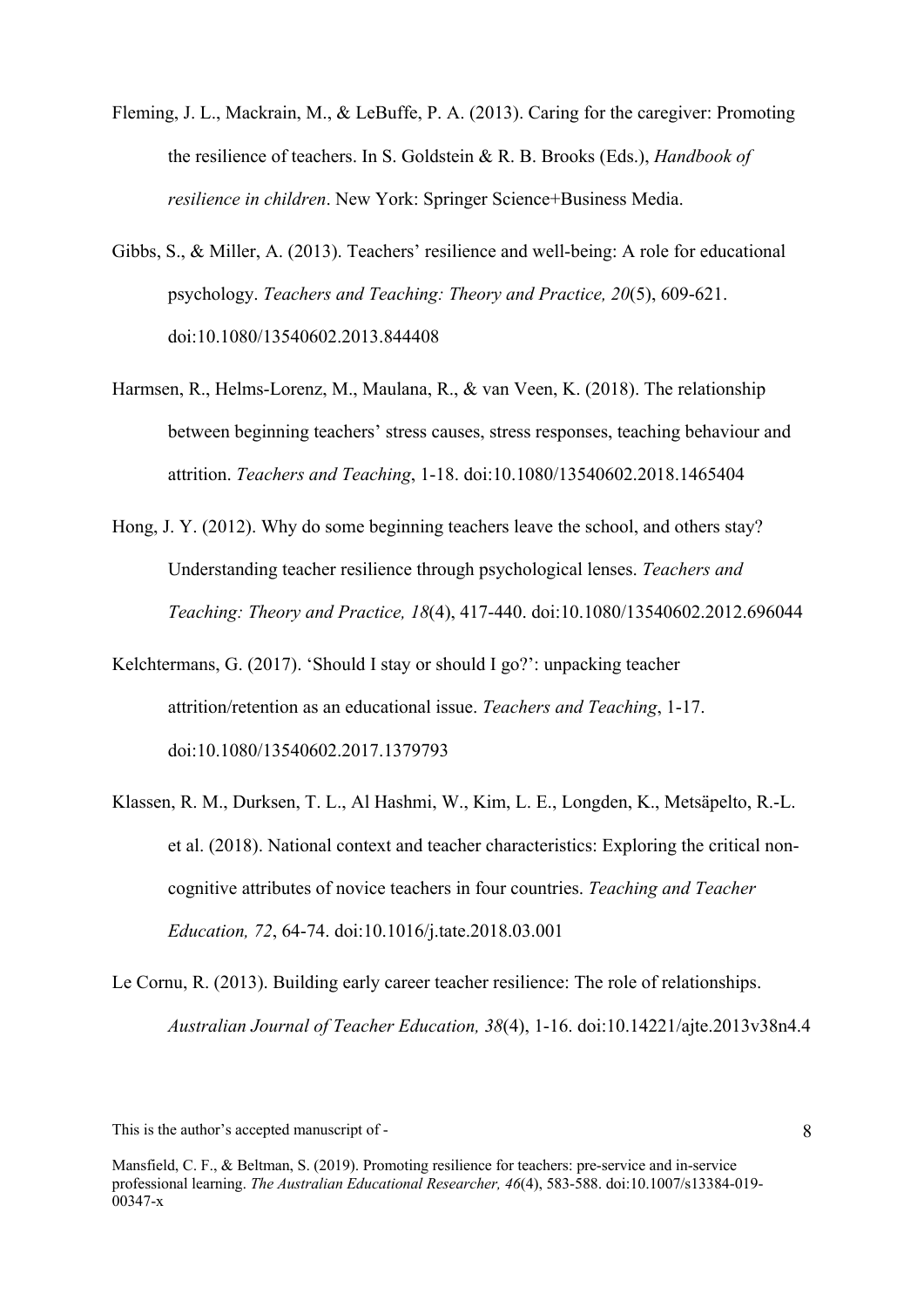Fleming, J. L., Mackrain, M., & LeBuffe, P. A. (2013). Caring for the caregiver: Promoting the resilience of teachers. In S. Goldstein & R. B. Brooks (Eds.), *Handbook of resilience in children*. New York: Springer Science+Business Media.

Gibbs, S., & Miller, A. (2013). Teachers' resilience and well-being: A role for educational psychology. *Teachers and Teaching: Theory and Practice, 20*(5), 609-621. doi:10.1080/13540602.2013.844408

Harmsen, R., Helms-Lorenz, M., Maulana, R., & van Veen, K. (2018). The relationship between beginning teachers' stress causes, stress responses, teaching behaviour and attrition. *Teachers and Teaching*, 1-18. doi:10.1080/13540602.2018.1465404

Hong, J. Y. (2012). Why do some beginning teachers leave the school, and others stay? Understanding teacher resilience through psychological lenses. *Teachers and Teaching: Theory and Practice, 18*(4), 417-440. doi:10.1080/13540602.2012.696044

Kelchtermans, G. (2017). 'Should I stay or should I go?': unpacking teacher attrition/retention as an educational issue. *Teachers and Teaching*, 1-17. doi:10.1080/13540602.2017.1379793

Klassen, R. M., Durksen, T. L., Al Hashmi, W., Kim, L. E., Longden, K., Metsäpelto, R.-L. et al. (2018). National context and teacher characteristics: Exploring the critical non-cognitive attributes of novice teachers in four countries. *Teaching and Teacher Education, 72*, 64-74. doi:10.1016/j.tate.2018.03.001

Le Cornu, R. (2013). Building early career teacher resilience: The role of relationships. *Australian Journal of Teacher Education, 38*(4), 1-16. doi:10.14221/ajte.2013v38n4.4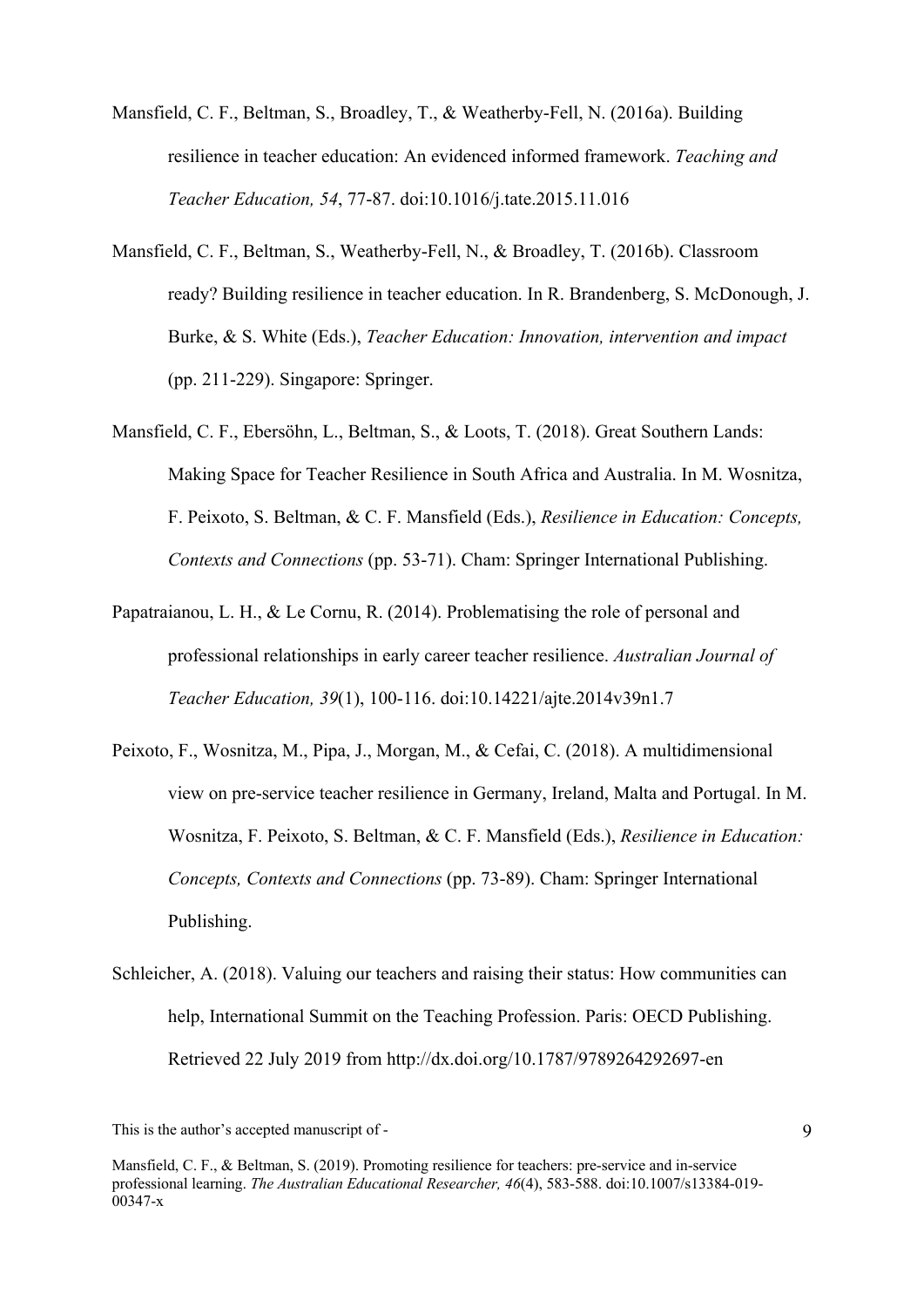Mansfield, C. F., Beltman, S., Broadley, T., & Weatherby-Fell, N. (2016a). Building resilience in teacher education: An evidenced informed framework. *Teaching and Teacher Education, 54*, 77-87. doi:10.1016/j.tate.2015.11.016

Mansfield, C. F., Beltman, S., Weatherby-Fell, N., & Broadley, T. (2016b). Classroom ready? Building resilience in teacher education. In R. Brandenberg, S. McDonough, J. Burke, & S. White (Eds.), *Teacher Education: Innovation, intervention and impact* (pp. 211-229). Singapore: Springer.

Mansfield, C. F., Ebersöhn, L., Beltman, S., & Loots, T. (2018). Great Southern Lands: Making Space for Teacher Resilience in South Africa and Australia. In M. Wosnitza, F. Peixoto, S. Beltman, & C. F. Mansfield (Eds.), *Resilience in Education: Concepts, Contexts and Connections* (pp. 53-71). Cham: Springer International Publishing.

Papatraianou, L. H., & Le Cornu, R. (2014). Problematising the role of personal and professional relationships in early career teacher resilience. *Australian Journal of Teacher Education, 39*(1), 100-116. doi:10.14221/ajte.2014v39n1.7

Peixoto, F., Wosnitza, M., Pipa, J., Morgan, M., & Cefai, C. (2018). A multidimensional view on pre-service teacher resilience in Germany, Ireland, Malta and Portugal. In M. Wosnitza, F. Peixoto, S. Beltman, & C. F. Mansfield (Eds.), *Resilience in Education: Concepts, Contexts and Connections* (pp. 73-89). Cham: Springer International Publishing.

Schleicher, A. (2018). Valuing our teachers and raising their status: How communities can help, International Summit on the Teaching Profession. Paris: OECD Publishing. Retrieved 22 July 2019 from http://dx.doi.org/10.1787/9789264292697-en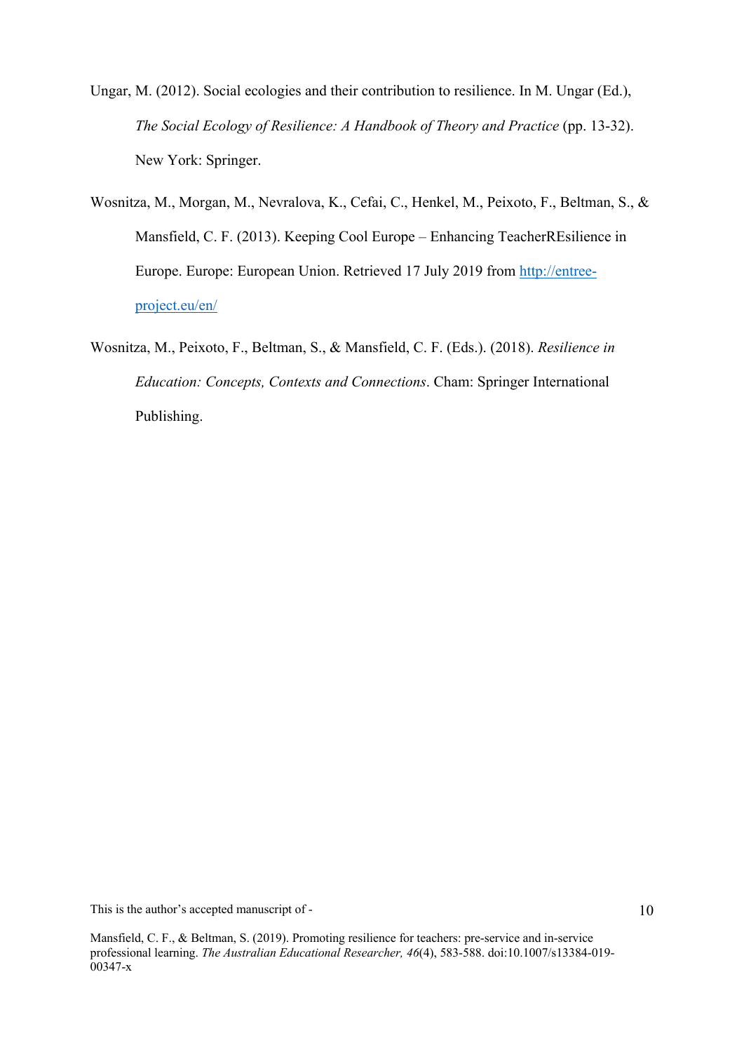Ungar, M. (2012). Social ecologies and their contribution to resilience. In M. Ungar (Ed.), *The Social Ecology of Resilience: A Handbook of Theory and Practice* (pp. 13-32). New York: Springer.

Wosnitza, M., Morgan, M., Nevralova, K., Cefai, C., Henkel, M., Peixoto, F., Beltman, S., & Mansfield, C. F. (2013). Keeping Cool Europe – Enhancing TeacherREsilience in Europe. Europe: European Union. Retrieved 17 July 2019 from [http://entree-project.eu/en/](http://entree-project.eu/en/)

Wosnitza, M., Peixoto, F., Beltman, S., & Mansfield, C. F. (Eds.). (2018). *Resilience in Education: Concepts, Contexts and Connections*. Cham: Springer International Publishing.

This is the author's accepted manuscript of -

Mansfield, C. F., & Beltman, S. (2019). Promoting resilience for teachers: pre-service and in-service professional learning. *The Australian Educational Researcher, 46*(4), 583-588. doi:10.1007/s13384-019-00347-x